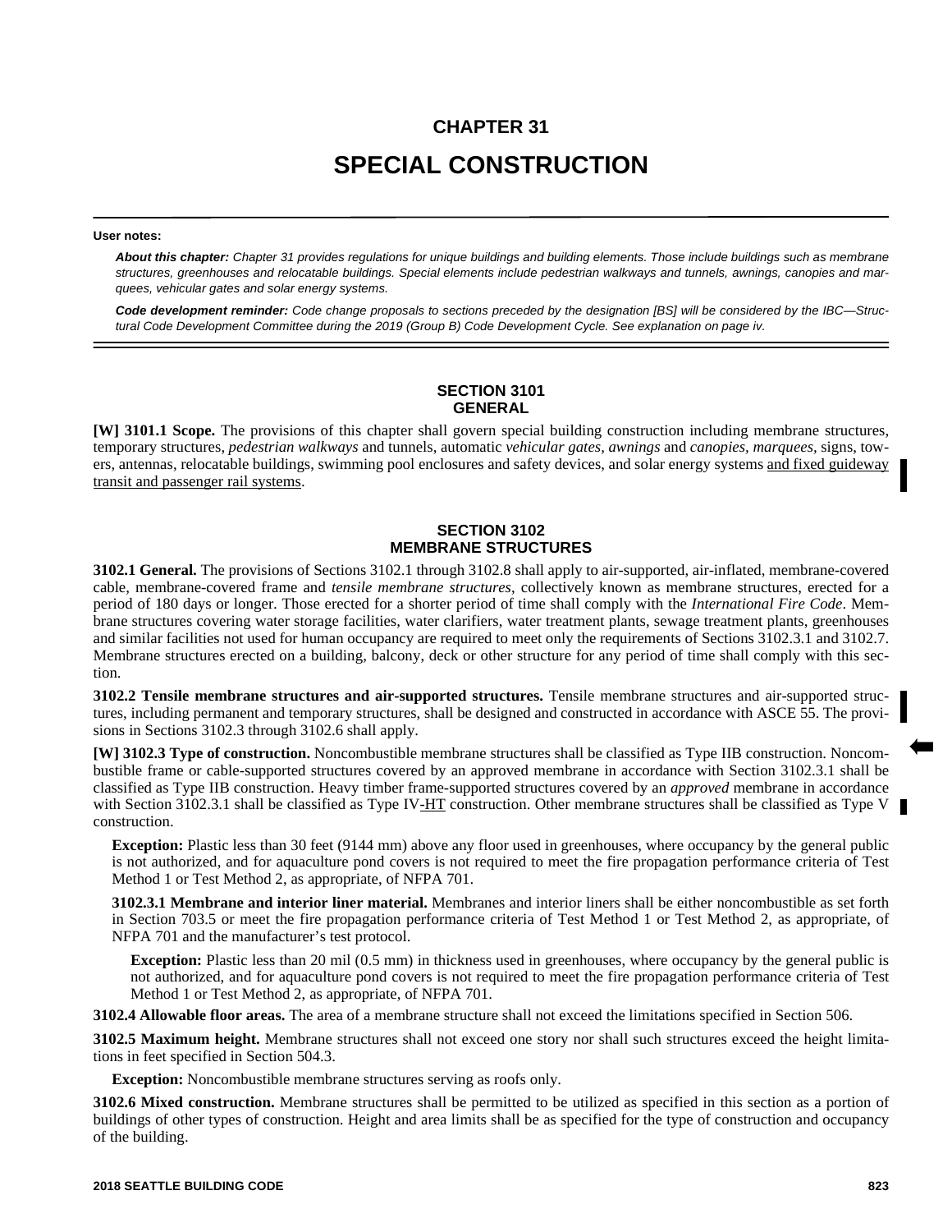# CHAPTER 31

# SPECIAL CONSTRUCTION

**User notes:**

***About this chapter:*** *Chapter 31 provides regulations for unique buildings and building elements. Those include buildings such as membrane structures, greenhouses and relocatable buildings. Special elements include pedestrian walkways and tunnels, awnings, canopies and marquees, vehicular gates and solar energy systems.*

***Code development reminder:*** *Code change proposals to sections preceded by the designation [BS] will be considered by the IBC—Structural Code Development Committee during the 2019 (Group B) Code Development Cycle. See explanation on page iv.*

## SECTION 3101
## GENERAL

**[W] 3101.1 Scope.** The provisions of this chapter shall govern special building construction including membrane structures, temporary structures, *pedestrian walkways* and tunnels, automatic *vehicular gates, awnings* and *canopies, marquees,* signs, towers, antennas, relocatable buildings, swimming pool enclosures and safety devices, and solar energy systems <u>and fixed guideway transit and passenger rail systems</u>.

## SECTION 3102
## MEMBRANE STRUCTURES

**3102.1 General.** The provisions of Sections 3102.1 through 3102.8 shall apply to air-supported, air-inflated, membrane-covered cable, membrane-covered frame and *tensile membrane structures*, collectively known as membrane structures, erected for a period of 180 days or longer. Those erected for a shorter period of time shall comply with the *International Fire Code*. Membrane structures covering water storage facilities, water clarifiers, water treatment plants, sewage treatment plants, greenhouses and similar facilities not used for human occupancy are required to meet only the requirements of Sections 3102.3.1 and 3102.7. Membrane structures erected on a building, balcony, deck or other structure for any period of time shall comply with this section.

**3102.2 Tensile membrane structures and air-supported structures.** Tensile membrane structures and air-supported structures, including permanent and temporary structures, shall be designed and constructed in accordance with ASCE 55. The provisions in Sections 3102.3 through 3102.6 shall apply.

**[W] 3102.3 Type of construction.** Noncombustible membrane structures shall be classified as Type IIB construction. Noncombustible frame or cable-supported structures covered by an approved membrane in accordance with Section 3102.3.1 shall be classified as Type IIB construction. Heavy timber frame-supported structures covered by an *approved* membrane in accordance with Section 3102.3.1 shall be classified as Type IV<u>-HT</u> construction. Other membrane structures shall be classified as Type V construction.

**Exception:** Plastic less than 30 feet (9144 mm) above any floor used in greenhouses, where occupancy by the general public is not authorized, and for aquaculture pond covers is not required to meet the fire propagation performance criteria of Test Method 1 or Test Method 2, as appropriate, of NFPA 701.

**3102.3.1 Membrane and interior liner material.** Membranes and interior liners shall be either noncombustible as set forth in Section 703.5 or meet the fire propagation performance criteria of Test Method 1 or Test Method 2, as appropriate, of NFPA 701 and the manufacturer's test protocol.

**Exception:** Plastic less than 20 mil (0.5 mm) in thickness used in greenhouses, where occupancy by the general public is not authorized, and for aquaculture pond covers is not required to meet the fire propagation performance criteria of Test Method 1 or Test Method 2, as appropriate, of NFPA 701.

**3102.4 Allowable floor areas.** The area of a membrane structure shall not exceed the limitations specified in Section 506.

**3102.5 Maximum height.** Membrane structures shall not exceed one story nor shall such structures exceed the height limitations in feet specified in Section 504.3.

**Exception:** Noncombustible membrane structures serving as roofs only.

**3102.6 Mixed construction.** Membrane structures shall be permitted to be utilized as specified in this section as a portion of buildings of other types of construction. Height and area limits shall be as specified for the type of construction and occupancy of the building.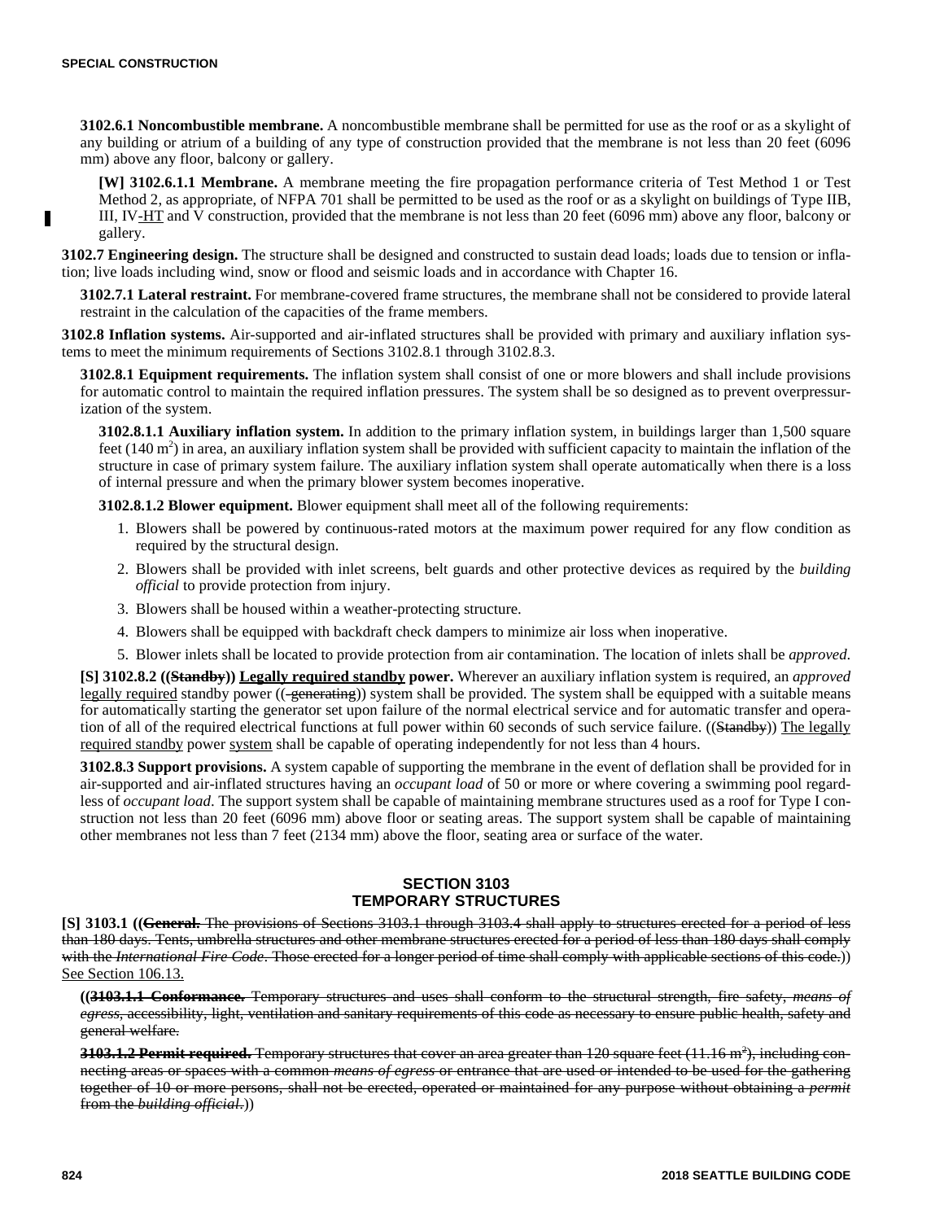**3102.6.1 Noncombustible membrane.** A noncombustible membrane shall be permitted for use as the roof or as a skylight of any building or atrium of a building of any type of construction provided that the membrane is not less than 20 feet (6096 mm) above any floor, balcony or gallery.

**[W] 3102.6.1.1 Membrane.** A membrane meeting the fire propagation performance criteria of Test Method 1 or Test Method 2, as appropriate, of NFPA 701 shall be permitted to be used as the roof or as a skylight on buildings of Type IIB, III, IV-HT and V construction, provided that the membrane is not less than 20 feet (6096 mm) above any floor, balcony or gallery.

**3102.7 Engineering design.** The structure shall be designed and constructed to sustain dead loads; loads due to tension or inflation; live loads including wind, snow or flood and seismic loads and in accordance with Chapter 16.

**3102.7.1 Lateral restraint.** For membrane-covered frame structures, the membrane shall not be considered to provide lateral restraint in the calculation of the capacities of the frame members.

**3102.8 Inflation systems.** Air-supported and air-inflated structures shall be provided with primary and auxiliary inflation systems to meet the minimum requirements of Sections 3102.8.1 through 3102.8.3.

**3102.8.1 Equipment requirements.** The inflation system shall consist of one or more blowers and shall include provisions for automatic control to maintain the required inflation pressures. The system shall be so designed as to prevent overpressurization of the system.

**3102.8.1.1 Auxiliary inflation system.** In addition to the primary inflation system, in buildings larger than 1,500 square feet (140 $m^2$) in area, an auxiliary inflation system shall be provided with sufficient capacity to maintain the inflation of the structure in case of primary system failure. The auxiliary inflation system shall operate automatically when there is a loss of internal pressure and when the primary blower system becomes inoperative.

**3102.8.1.2 Blower equipment.** Blower equipment shall meet all of the following requirements:

1. Blowers shall be powered by continuous-rated motors at the maximum power required for any flow condition as required by the structural design.
2. Blowers shall be provided with inlet screens, belt guards and other protective devices as required by the *building official* to provide protection from injury.
3. Blowers shall be housed within a weather-protecting structure.
4. Blowers shall be equipped with backdraft check dampers to minimize air loss when inoperative.
5. Blower inlets shall be located to provide protection from air contamination. The location of inlets shall be *approved*.

**[S] 3102.8.2 ((~~Standby~~)) Legally required standby power.** Wherever an auxiliary inflation system is required, an *approved* legally required standby power ((~~-generating~~)) system shall be provided. The system shall be equipped with a suitable means for automatically starting the generator set upon failure of the normal electrical service and for automatic transfer and operation of all of the required electrical functions at full power within 60 seconds of such service failure. ((~~Standby~~)) The legally required standby power system shall be capable of operating independently for not less than 4 hours.

**3102.8.3 Support provisions.** A system capable of supporting the membrane in the event of deflation shall be provided for in air-supported and air-inflated structures having an *occupant load* of 50 or more or where covering a swimming pool regardless of *occupant load*. The support system shall be capable of maintaining membrane structures used as a roof for Type I construction not less than 20 feet (6096 mm) above floor or seating areas. The support system shall be capable of maintaining other membranes not less than 7 feet (2134 mm) above the floor, seating area or surface of the water.

## SECTION 3103
## TEMPORARY STRUCTURES

**[S] 3103.1 ((~~General.~~** ~~The provisions of Sections 3103.1 through 3103.4 shall apply to structures erected for a period of less than 180 days. Tents, umbrella structures and other membrane structures erected for a period of less than 180 days shall comply with the *International Fire Code*. Those erected for a longer period of time shall comply with applicable sections of this code.~~)) See Section 106.13.

((**~~3103.1.1 Conformance.~~** ~~Temporary structures and uses shall conform to the structural strength, fire safety, *means of egress*, accessibility, light, ventilation and sanitary requirements of this code as necessary to ensure public health, safety and general welfare.~~

**~~3103.1.2 Permit required.~~** ~~Temporary structures that cover an area greater than 120 square feet (11.16 $m^2$), including connecting areas or spaces with a common *means of egress* or entrance that are used or intended to be used for the gathering together of 10 or more persons, shall not be erected, operated or maintained for any purpose without obtaining a *permit* from the *building official*.~~))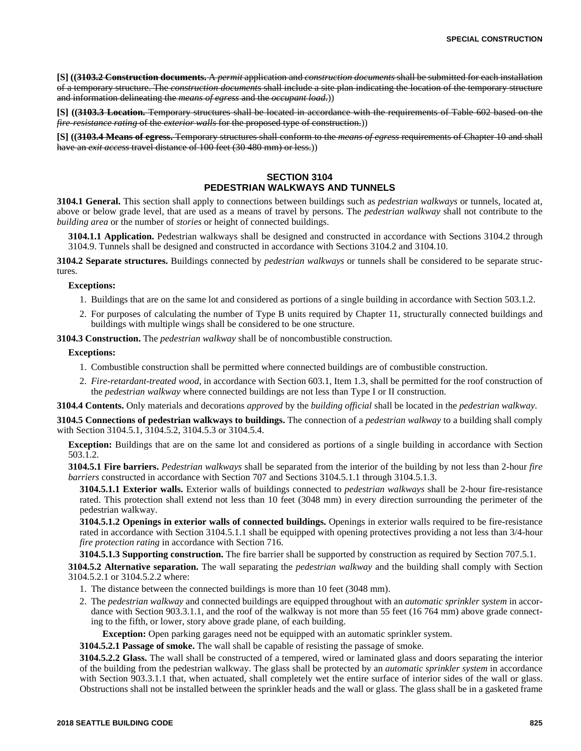**[S] ((~~3103.2 Construction documents.~~** ~~A *permit* application and *construction documents* shall be submitted for each installation of a temporary structure. The *construction documents* shall include a site plan indicating the location of the temporary structure and information delineating the *means of egress* and the *occupant load*.~~))

**[S] ((~~3103.3 Location.~~** ~~Temporary structures shall be located in accordance with the requirements of Table 602 based on the *fire-resistance rating* of the *exterior walls* for the proposed type of construction.~~))

**[S] ((~~3103.4 Means of egress.~~** ~~Temporary structures shall conform to the *means of egress* requirements of Chapter 10 and shall have an *exit access* travel distance of 100 feet (30 480 mm) or less.~~))

## SECTION 3104 PEDESTRIAN WALKWAYS AND TUNNELS

**3104.1 General.** This section shall apply to connections between buildings such as *pedestrian walkways* or tunnels, located at, above or below grade level, that are used as a means of travel by persons. The *pedestrian walkway* shall not contribute to the *building area* or the number of *stories* or height of connected buildings.

**3104.1.1 Application.** Pedestrian walkways shall be designed and constructed in accordance with Sections 3104.2 through 3104.9. Tunnels shall be designed and constructed in accordance with Sections 3104.2 and 3104.10.

**3104.2 Separate structures.** Buildings connected by *pedestrian walkways* or tunnels shall be considered to be separate structures.

**Exceptions:**

1. Buildings that are on the same lot and considered as portions of a single building in accordance with Section 503.1.2.
2. For purposes of calculating the number of Type B units required by Chapter 11, structurally connected buildings and buildings with multiple wings shall be considered to be one structure.

**3104.3 Construction.** The *pedestrian walkway* shall be of noncombustible construction.

**Exceptions:**

1. Combustible construction shall be permitted where connected buildings are of combustible construction.
2. *Fire-retardant-treated wood*, in accordance with Section 603.1, Item 1.3, shall be permitted for the roof construction of the *pedestrian walkway* where connected buildings are not less than Type I or II construction.

**3104.4 Contents.** Only materials and decorations *approved* by the *building official* shall be located in the *pedestrian walkway*.

**3104.5 Connections of pedestrian walkways to buildings.** The connection of a *pedestrian walkway* to a building shall comply with Section 3104.5.1, 3104.5.2, 3104.5.3 or 3104.5.4.

**Exception:** Buildings that are on the same lot and considered as portions of a single building in accordance with Section 503.1.2.

**3104.5.1 Fire barriers.** *Pedestrian walkways* shall be separated from the interior of the building by not less than 2-hour *fire barriers* constructed in accordance with Section 707 and Sections 3104.5.1.1 through 3104.5.1.3.

**3104.5.1.1 Exterior walls.** Exterior walls of buildings connected to *pedestrian walkways* shall be 2-hour fire-resistance rated. This protection shall extend not less than 10 feet (3048 mm) in every direction surrounding the perimeter of the pedestrian walkway.

**3104.5.1.2 Openings in exterior walls of connected buildings.** Openings in exterior walls required to be fire-resistance rated in accordance with Section 3104.5.1.1 shall be equipped with opening protectives providing a not less than 3/4-hour *fire protection rating* in accordance with Section 716.

**3104.5.1.3 Supporting construction.** The fire barrier shall be supported by construction as required by Section 707.5.1.

**3104.5.2 Alternative separation.** The wall separating the *pedestrian walkway* and the building shall comply with Section 3104.5.2.1 or 3104.5.2.2 where:

1. The distance between the connected buildings is more than 10 feet (3048 mm).
2. The *pedestrian walkway* and connected buildings are equipped throughout with an *automatic sprinkler system* in accordance with Section 903.3.1.1, and the roof of the walkway is not more than 55 feet (16 764 mm) above grade connecting to the fifth, or lower, story above grade plane, of each building.

**Exception:** Open parking garages need not be equipped with an automatic sprinkler system.

**3104.5.2.1 Passage of smoke.** The wall shall be capable of resisting the passage of smoke.

**3104.5.2.2 Glass.** The wall shall be constructed of a tempered, wired or laminated glass and doors separating the interior of the building from the pedestrian walkway. The glass shall be protected by an *automatic sprinkler system* in accordance with Section 903.3.1.1 that, when actuated, shall completely wet the entire surface of interior sides of the wall or glass. Obstructions shall not be installed between the sprinkler heads and the wall or glass. The glass shall be in a gasketed frame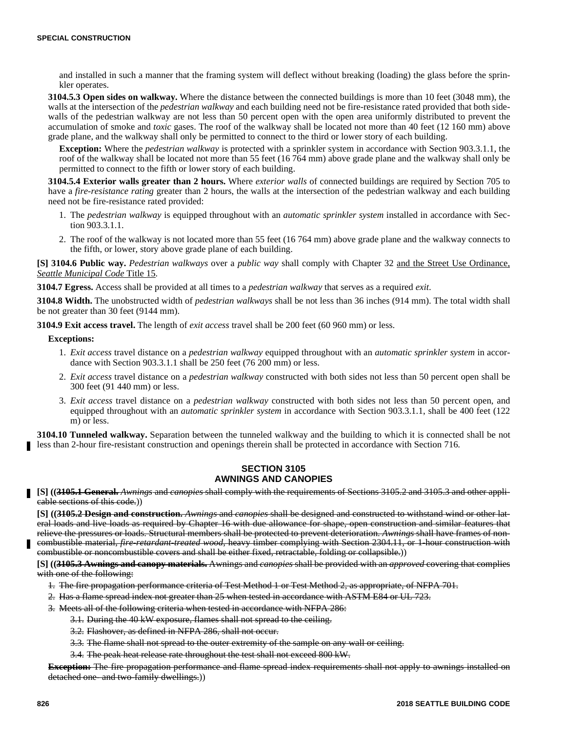and installed in such a manner that the framing system will deflect without breaking (loading) the glass before the sprinkler operates.

**3104.5.3 Open sides on walkway.** Where the distance between the connected buildings is more than 10 feet (3048 mm), the walls at the intersection of the *pedestrian walkway* and each building need not be fire-resistance rated provided that both sidewalls of the pedestrian walkway are not less than 50 percent open with the open area uniformly distributed to prevent the accumulation of smoke and *toxic* gases. The roof of the walkway shall be located not more than 40 feet (12 160 mm) above grade plane, and the walkway shall only be permitted to connect to the third or lower story of each building.

**Exception:** Where the *pedestrian walkway* is protected with a sprinkler system in accordance with Section 903.3.1.1, the roof of the walkway shall be located not more than 55 feet (16 764 mm) above grade plane and the walkway shall only be permitted to connect to the fifth or lower story of each building.

**3104.5.4 Exterior walls greater than 2 hours.** Where *exterior walls* of connected buildings are required by Section 705 to have a *fire-resistance rating* greater than 2 hours, the walls at the intersection of the pedestrian walkway and each building need not be fire-resistance rated provided:

1. The *pedestrian walkway* is equipped throughout with an *automatic sprinkler system* installed in accordance with Section 903.3.1.1.
2. The roof of the walkway is not located more than 55 feet (16 764 mm) above grade plane and the walkway connects to the fifth, or lower, story above grade plane of each building.

**[S] 3104.6 Public way.** *Pedestrian walkways* over a *public way* shall comply with Chapter 32 <u>and the Street Use Ordinance, *Seattle Municipal Code* Title 15</u>.

**3104.7 Egress.** Access shall be provided at all times to a *pedestrian walkway* that serves as a required *exit*.

**3104.8 Width.** The unobstructed width of *pedestrian walkways* shall be not less than 36 inches (914 mm). The total width shall be not greater than 30 feet (9144 mm).

**3104.9 Exit access travel.** The length of *exit access* travel shall be 200 feet (60 960 mm) or less.

**Exceptions:**

1. *Exit access* travel distance on a *pedestrian walkway* equipped throughout with an *automatic sprinkler system* in accordance with Section 903.3.1.1 shall be 250 feet (76 200 mm) or less.
2. *Exit access* travel distance on a *pedestrian walkway* constructed with both sides not less than 50 percent open shall be 300 feet (91 440 mm) or less.
3. *Exit access* travel distance on a *pedestrian walkway* constructed with both sides not less than 50 percent open, and equipped throughout with an *automatic sprinkler system* in accordance with Section 903.3.1.1, shall be 400 feet (122 m) or less.

**3104.10 Tunneled walkway.** Separation between the tunneled walkway and the building to which it is connected shall be not less than 2-hour fire-resistant construction and openings therein shall be protected in accordance with Section 716.

## SECTION 3105 AWNINGS AND CANOPIES

**[S]** ((~~**3105.1 General.** *Awnings* and *canopies* shall comply with the requirements of Sections 3105.2 and 3105.3 and other applicable sections of this code.~~))

**[S]** ((~~**3105.2 Design and construction.** *Awnings* and *canopies* shall be designed and constructed to withstand wind or other lateral loads and live loads as required by Chapter 16 with due allowance for shape, open construction and similar features that relieve the pressures or loads. Structural members shall be protected to prevent deterioration. *Awnings* shall have frames of noncombustible material, *fire-retardant-treated wood*, heavy timber complying with Section 2304.11, or 1-hour construction with combustible or noncombustible covers and shall be either fixed, retractable, folding or collapsible.~~))

**[S]** ((~~**3105.3 Awnings and canopy materials.** Awnings and *canopies* shall be provided with an *approved* covering that complies with one of the following:~~

1. ~~The fire propagation performance criteria of Test Method 1 or Test Method 2, as appropriate, of NFPA 701.~~
2. ~~Has a flame spread index not greater than 25 when tested in accordance with ASTM E84 or UL 723.~~
3. ~~Meets all of the following criteria when tested in accordance with NFPA 286:~~
   - 3.1. ~~During the 40 kW exposure, flames shall not spread to the ceiling.~~
   - 3.2. ~~Flashover, as defined in NFPA 286, shall not occur.~~
   - 3.3. ~~The flame shall not spread to the outer extremity of the sample on any wall or ceiling.~~
   - 3.4. ~~The peak heat release rate throughout the test shall not exceed 800 kW.~~

~~**Exception:** The fire propagation performance and flame spread index requirements shall not apply to awnings installed on detached one- and two-family dwellings.~~))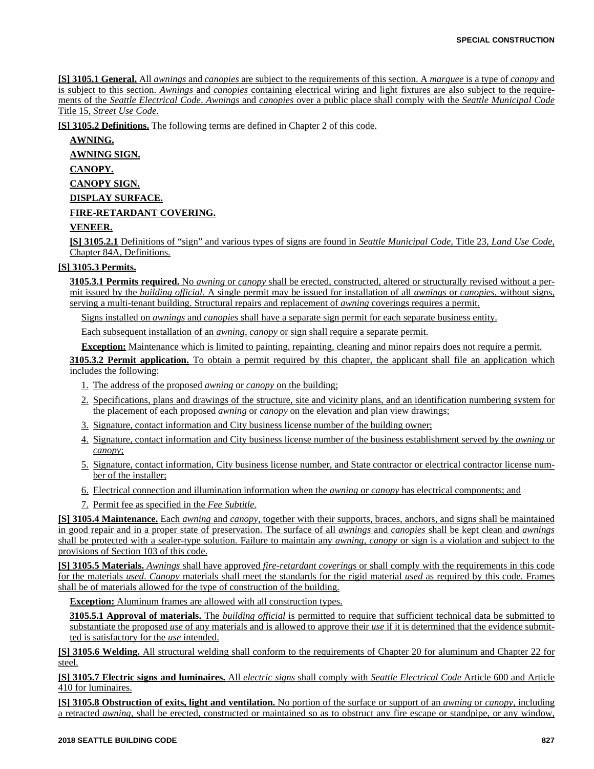**[S] 3105.1 General.** All *awnings* and *canopies* are subject to the requirements of this section. A *marquee* is a type of *canopy* and is subject to this section. *Awnings* and *canopies* containing electrical wiring and light fixtures are also subject to the requirements of the *Seattle Electrical Code*. *Awnings* and *canopies* over a public place shall comply with the *Seattle Municipal Code* Title 15, *Street Use Code*.

**[S] 3105.2 Definitions.** The following terms are defined in Chapter 2 of this code.

**AWNING.**

**AWNING SIGN.**

**CANOPY.**

**CANOPY SIGN.**

**DISPLAY SURFACE.**

**FIRE-RETARDANT COVERING.**

**VENEER.**

**[S] 3105.2.1** Definitions of "sign" and various types of signs are found in *Seattle Municipal Code,* Title 23, *Land Use Code*, Chapter 84A, Definitions.

**[S] 3105.3 Permits.**

**3105.3.1 Permits required.** No *awning* or *canopy* shall be erected, constructed, altered or structurally revised without a permit issued by the *building official.* A single permit may be issued for installation of all *awnings* or *canopies*, without signs, serving a multi-tenant building. Structural repairs and replacement of *awning* coverings requires a permit.

Signs installed on *awnings* and *canopies* shall have a separate sign permit for each separate business entity.

Each subsequent installation of an *awning*, *canopy* or sign shall require a separate permit.

**Exception:** Maintenance which is limited to painting, repainting, cleaning and minor repairs does not require a permit.

**3105.3.2 Permit application.** To obtain a permit required by this chapter, the applicant shall file an application which includes the following:

1. The address of the proposed *awning* or *canopy* on the building;
2. Specifications, plans and drawings of the structure, site and vicinity plans, and an identification numbering system for the placement of each proposed *awning* or *canopy* on the elevation and plan view drawings;
3. Signature, contact information and City business license number of the building owner;
4. Signature, contact information and City business license number of the business establishment served by the *awning* or *canopy*;
5. Signature, contact information, City business license number, and State contractor or electrical contractor license number of the installer;
6. Electrical connection and illumination information when the *awning* or *canopy* has electrical components; and
7. Permit fee as specified in the *Fee Subtitle.*

**[S] 3105.4 Maintenance.** Each *awning* and *canopy*, together with their supports, braces, anchors, and signs shall be maintained in good repair and in a proper state of preservation. The surface of all *awnings* and *canopies* shall be kept clean and *awnings* shall be protected with a sealer-type solution. Failure to maintain any *awning*, *canopy* or sign is a violation and subject to the provisions of Section 103 of this code.

**[S] 3105.5 Materials.** *Awnings* shall have approved *fire-retardant coverings* or shall comply with the requirements in this code for the materials *used*. *Canopy* materials shall meet the standards for the rigid material *used* as required by this code. Frames shall be of materials allowed for the type of construction of the building.

**Exception:** Aluminum frames are allowed with all construction types.

**3105.5.1 Approval of materials.** The *building official* is permitted to require that sufficient technical data be submitted to substantiate the proposed *use* of any materials and is allowed to approve their *use* if it is determined that the evidence submitted is satisfactory for the *use* intended.

**[S] 3105.6 Welding.** All structural welding shall conform to the requirements of Chapter 20 for aluminum and Chapter 22 for steel.

**[S] 3105.7 Electric signs and luminaires.** All *electric signs* shall comply with *Seattle Electrical Code* Article 600 and Article 410 for luminaires.

**[S] 3105.8 Obstruction of exits, light and ventilation.** No portion of the surface or support of an *awning* or *canopy*, including a retracted *awning*, shall be erected, constructed or maintained so as to obstruct any fire escape or standpipe, or any window,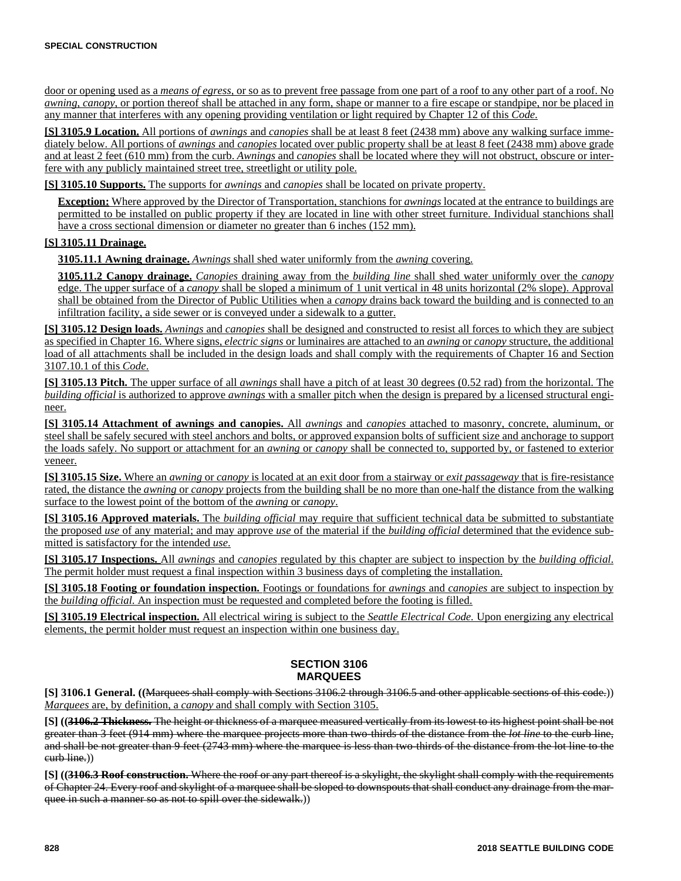door or opening used as a *means of egress*, or so as to prevent free passage from one part of a roof to any other part of a roof. No *awning*, *canopy*, or portion thereof shall be attached in any form, shape or manner to a fire escape or standpipe, nor be placed in any manner that interferes with any opening providing ventilation or light required by Chapter 12 of this *Code*.

**[S] 3105.9 Location.** All portions of *awnings* and *canopies* shall be at least 8 feet (2438 mm) above any walking surface immediately below. All portions of *awnings* and *canopies* located over public property shall be at least 8 feet (2438 mm) above grade and at least 2 feet (610 mm) from the curb. *Awnings* and *canopies* shall be located where they will not obstruct, obscure or interfere with any publicly maintained street tree, streetlight or utility pole.

**[S] 3105.10 Supports.** The supports for *awnings* and *canopies* shall be located on private property.

**Exception:** Where approved by the Director of Transportation, stanchions for *awnings* located at the entrance to buildings are permitted to be installed on public property if they are located in line with other street furniture. Individual stanchions shall have a cross sectional dimension or diameter no greater than 6 inches (152 mm).

**[S] 3105.11 Drainage.**

**3105.11.1 Awning drainage.** *Awnings* shall shed water uniformly from the *awning* covering.

**3105.11.2 Canopy drainage.** *Canopies* draining away from the *building line* shall shed water uniformly over the *canopy* edge. The upper surface of a *canopy* shall be sloped a minimum of 1 unit vertical in 48 units horizontal (2% slope). Approval shall be obtained from the Director of Public Utilities when a *canopy* drains back toward the building and is connected to an infiltration facility, a side sewer or is conveyed under a sidewalk to a gutter.

**[S] 3105.12 Design loads.** *Awnings* and *canopies* shall be designed and constructed to resist all forces to which they are subject as specified in Chapter 16. Where signs, *electric signs* or luminaires are attached to an *awning* or *canopy* structure, the additional load of all attachments shall be included in the design loads and shall comply with the requirements of Chapter 16 and Section 3107.10.1 of this *Code*.

**[S] 3105.13 Pitch.** The upper surface of all *awnings* shall have a pitch of at least 30 degrees (0.52 rad) from the horizontal. The *building official* is authorized to approve *awnings* with a smaller pitch when the design is prepared by a licensed structural engineer.

**[S] 3105.14 Attachment of awnings and canopies.** All *awnings* and *canopies* attached to masonry, concrete, aluminum, or steel shall be safely secured with steel anchors and bolts, or approved expansion bolts of sufficient size and anchorage to support the loads safely. No support or attachment for an *awning* or *canopy* shall be connected to, supported by, or fastened to exterior veneer.

**[S] 3105.15 Size.** Where an *awning* or *canopy* is located at an exit door from a stairway or *exit passageway* that is fire-resistance rated, the distance the *awning* or *canopy* projects from the building shall be no more than one-half the distance from the walking surface to the lowest point of the bottom of the *awning* or *canopy*.

**[S] 3105.16 Approved materials.** The *building official* may require that sufficient technical data be submitted to substantiate the proposed *use* of any material; and may approve *use* of the material if the *building official* determined that the evidence submitted is satisfactory for the intended *use*.

**[S] 3105.17 Inspections.** All *awnings* and *canopies* regulated by this chapter are subject to inspection by the *building official*. The permit holder must request a final inspection within 3 business days of completing the installation.

**[S] 3105.18 Footing or foundation inspection.** Footings or foundations for *awnings* and *canopies* are subject to inspection by the *building official*. An inspection must be requested and completed before the footing is filled.

**[S] 3105.19 Electrical inspection.** All electrical wiring is subject to the *Seattle Electrical Code*. Upon energizing any electrical elements, the permit holder must request an inspection within one business day.

## SECTION 3106 MARQUEES

**[S] 3106.1 General.** ((~~Marquees shall comply with Sections 3106.2 through 3106.5 and other applicable sections of this code.~~)) *Marquees* are, by definition, a *canopy* and shall comply with Section 3105.

**[S]** ((~~**3106.2 Thickness.** The height or thickness of a marquee measured vertically from its lowest to its highest point shall be not greater than 3 feet (914 mm) where the marquee projects more than two-thirds of the distance from the *lot line* to the curb line, and shall be not greater than 9 feet (2743 mm) where the marquee is less than two-thirds of the distance from the lot line to the curb line.~~))

**[S]** ((~~**3106.3 Roof construction.** Where the roof or any part thereof is a skylight, the skylight shall comply with the requirements of Chapter 24. Every roof and skylight of a marquee shall be sloped to downspouts that shall conduct any drainage from the marquee in such a manner so as not to spill over the sidewalk.~~))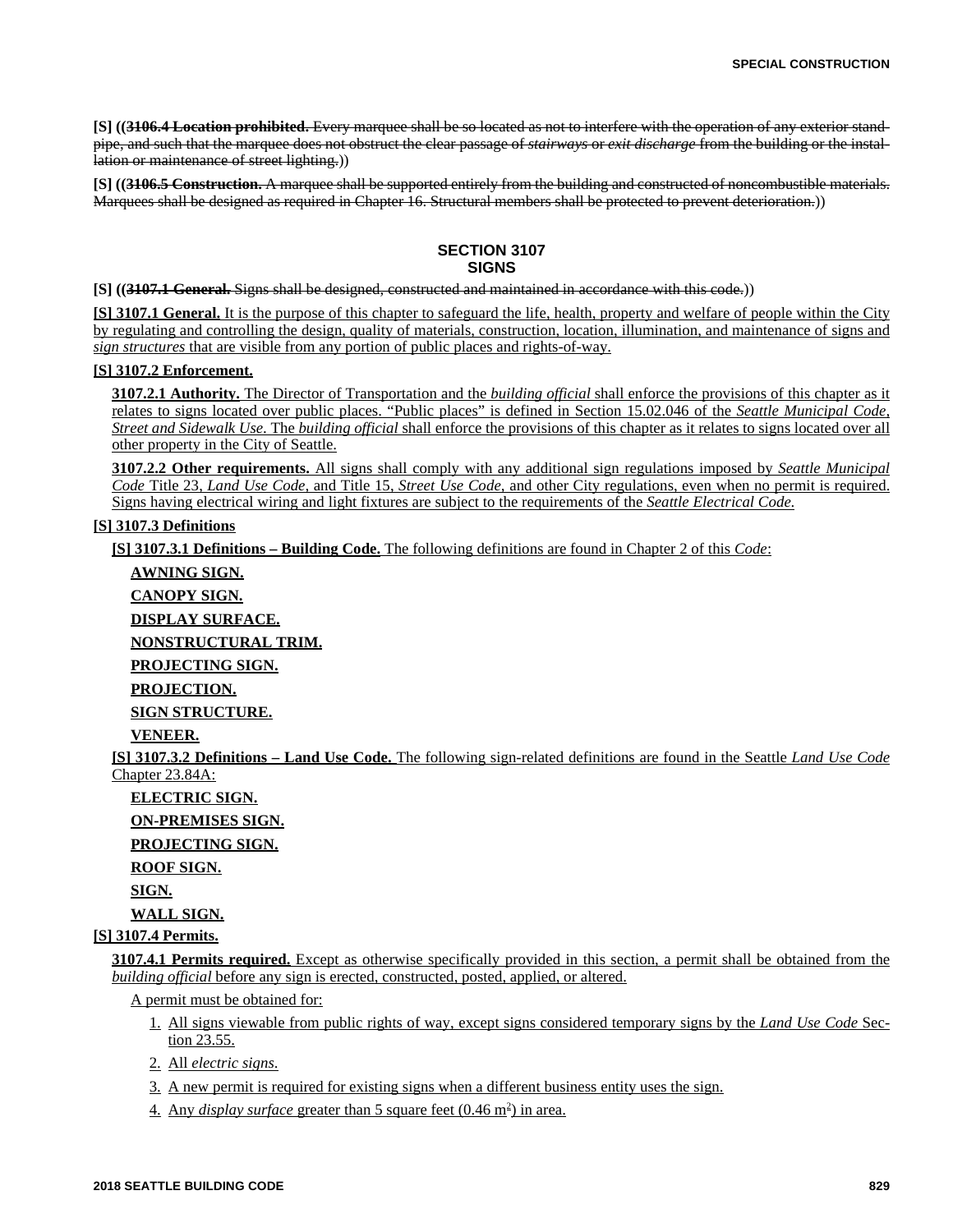**[S] ((~~3106.4 Location prohibited.~~ ~~Every marquee shall be so located as not to interfere with the operation of any exterior standpipe, and such that the marquee does not obstruct the clear passage of *stairways* or *exit discharge* from the building or the installation or maintenance of street lighting.~~))**

**[S] ((~~3106.5 Construction.~~ ~~A marquee shall be supported entirely from the building and constructed of noncombustible materials. Marquees shall be designed as required in Chapter 16. Structural members shall be protected to prevent deterioration.~~))**

## SECTION 3107
## SIGNS

**[S] ((~~3107.1 General.~~ ~~Signs shall be designed, constructed and maintained in accordance with this code.~~))**

**[S] 3107.1 General.** It is the purpose of this chapter to safeguard the life, health, property and welfare of people within the City by regulating and controlling the design, quality of materials, construction, location, illumination, and maintenance of signs and *sign structures* that are visible from any portion of public places and rights-of-way.

**[S] 3107.2 Enforcement.**

**3107.2.1 Authority.** The Director of Transportation and the *building official* shall enforce the provisions of this chapter as it relates to signs located over public places. "Public places" is defined in Section 15.02.046 of the *Seattle Municipal Code, Street and Sidewalk Use.* The *building official* shall enforce the provisions of this chapter as it relates to signs located over all other property in the City of Seattle.

**3107.2.2 Other requirements.** All signs shall comply with any additional sign regulations imposed by *Seattle Municipal Code* Title 23, *Land Use Code*, and Title 15, *Street Use Code*, and other City regulations, even when no permit is required. Signs having electrical wiring and light fixtures are subject to the requirements of the *Seattle Electrical Code.*

**[S] 3107.3 Definitions**

**[S] 3107.3.1 Definitions – Building Code.** The following definitions are found in Chapter 2 of this *Code*:

**AWNING SIGN.**

**CANOPY SIGN.**

**DISPLAY SURFACE.**

**NONSTRUCTURAL TRIM.**

**PROJECTING SIGN.**

**PROJECTION.**

**SIGN STRUCTURE.**

**VENEER.**

**[S] 3107.3.2 Definitions – Land Use Code.** The following sign-related definitions are found in the Seattle *Land Use Code* Chapter 23.84A:

**ELECTRIC SIGN.**

**ON-PREMISES SIGN.**

**PROJECTING SIGN.**

**ROOF SIGN.**

**SIGN.**

**WALL SIGN.**

**[S] 3107.4 Permits.**

**3107.4.1 Permits required.** Except as otherwise specifically provided in this section, a permit shall be obtained from the *building official* before any sign is erected, constructed, posted, applied, or altered.

A permit must be obtained for:

1. All signs viewable from public rights of way, except signs considered temporary signs by the *Land Use Code* Section 23.55.
2. All *electric signs*.
3. A new permit is required for existing signs when a different business entity uses the sign.
4. Any *display surface* greater than 5 square feet (0.46 $m^2$) in area.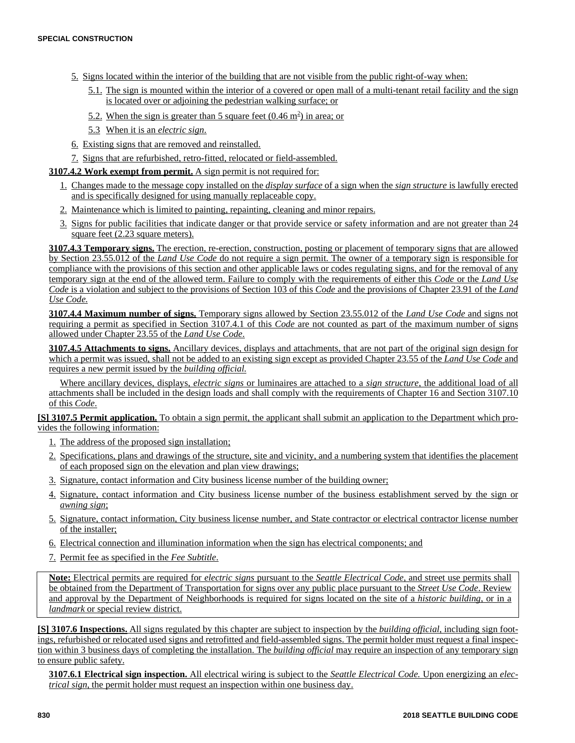5. Signs located within the interior of the building that are not visible from the public right-of-way when:

   5.1. The sign is mounted within the interior of a covered or open mall of a multi-tenant retail facility and the sign is located over or adjoining the pedestrian walking surface; or

   5.2. When the sign is greater than 5 square feet (0.46 $m^2$) in area; or

   5.3 When it is an *electric sign*.

6. Existing signs that are removed and reinstalled.

7. Signs that are refurbished, retro-fitted, relocated or field-assembled.

**3107.4.2 Work exempt from permit.** A sign permit is not required for:

1. Changes made to the message copy installed on the *display surface* of a sign when the *sign structure* is lawfully erected and is specifically designed for using manually replaceable copy.
2. Maintenance which is limited to painting, repainting, cleaning and minor repairs.
3. Signs for public facilities that indicate danger or that provide service or safety information and are not greater than 24 square feet (2.23 square meters).

**3107.4.3 Temporary signs.** The erection, re-erection, construction, posting or placement of temporary signs that are allowed by Section 23.55.012 of the *Land Use Code* do not require a sign permit. The owner of a temporary sign is responsible for compliance with the provisions of this section and other applicable laws or codes regulating signs, and for the removal of any temporary sign at the end of the allowed term. Failure to comply with the requirements of either this *Code* or the *Land Use Code* is a violation and subject to the provisions of Section 103 of this *Code* and the provisions of Chapter 23.91 of the *Land Use Code.*

**3107.4.4 Maximum number of signs.** Temporary signs allowed by Section 23.55.012 of the *Land Use Code* and signs not requiring a permit as specified in Section 3107.4.1 of this *Code* are not counted as part of the maximum number of signs allowed under Chapter 23.55 of the *Land Use Code*.

**3107.4.5 Attachments to signs.** Ancillary devices, displays and attachments, that are not part of the original sign design for which a permit was issued, shall not be added to an existing sign except as provided Chapter 23.55 of the *Land Use Code* and requires a new permit issued by the *building official.*

Where ancillary devices, displays, *electric signs* or luminaires are attached to a *sign structure*, the additional load of all attachments shall be included in the design loads and shall comply with the requirements of Chapter 16 and Section 3107.10 of this *Code*.

**[S] 3107.5 Permit application.** To obtain a sign permit, the applicant shall submit an application to the Department which provides the following information:

1. The address of the proposed sign installation;
2. Specifications, plans and drawings of the structure, site and vicinity, and a numbering system that identifies the placement of each proposed sign on the elevation and plan view drawings;
3. Signature, contact information and City business license number of the building owner;
4. Signature, contact information and City business license number of the business establishment served by the sign or *awning sign*;
5. Signature, contact information, City business license number, and State contractor or electrical contractor license number of the installer;
6. Electrical connection and illumination information when the sign has electrical components; and
7. Permit fee as specified in the *Fee Subtitle*.

**Note:** Electrical permits are required for *electric signs* pursuant to the *Seattle Electrical Code*, and street use permits shall be obtained from the Department of Transportation for signs over any public place pursuant to the *Street Use Code*. Review and approval by the Department of Neighborhoods is required for signs located on the site of a *historic building*, or in a *landmark* or special review district.

**[S] 3107.6 Inspections.** All signs regulated by this chapter are subject to inspection by the *building official*, including sign footings, refurbished or relocated used signs and retrofitted and field-assembled signs. The permit holder must request a final inspection within 3 business days of completing the installation. The *building official* may require an inspection of any temporary sign to ensure public safety.

**3107.6.1 Electrical sign inspection.** All electrical wiring is subject to the *Seattle Electrical Code.* Upon energizing an *electrical sign*, the permit holder must request an inspection within one business day.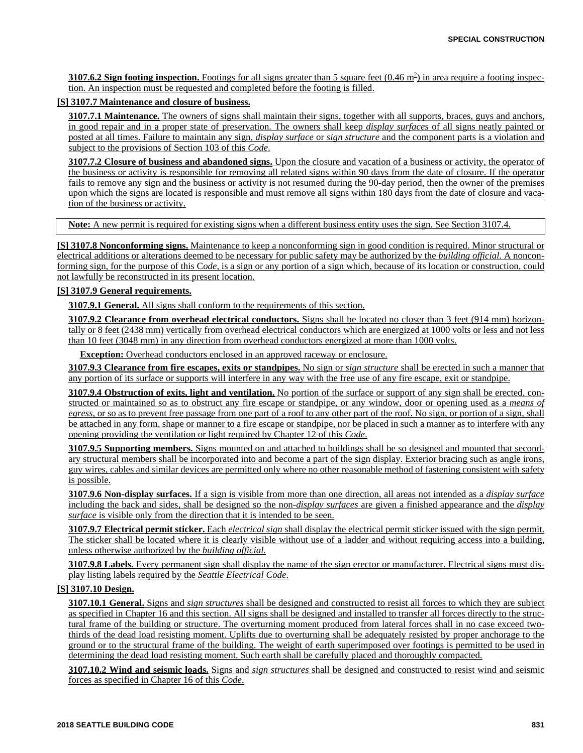**3107.6.2 Sign footing inspection.** Footings for all signs greater than 5 square feet (0.46 m$^2$) in area require a footing inspection. An inspection must be requested and completed before the footing is filled.

**[S] 3107.7 Maintenance and closure of business.**

**3107.7.1 Maintenance.** The owners of signs shall maintain their signs, together with all supports, braces, guys and anchors, in good repair and in a proper state of preservation. The owners shall keep *display surfaces* of all signs neatly painted or posted at all times. Failure to maintain any sign, *display surface* or *sign structure* and the component parts is a violation and subject to the provisions of Section 103 of this *Code*.

**3107.7.2 Closure of business and abandoned signs.** Upon the closure and vacation of a business or activity, the operator of the business or activity is responsible for removing all related signs within 90 days from the date of closure. If the operator fails to remove any sign and the business or activity is not resumed during the 90-day period, then the owner of the premises upon which the signs are located is responsible and must remove all signs within 180 days from the date of closure and vacation of the business or activity.

**Note:** A new permit is required for existing signs when a different business entity uses the sign. See Section 3107.4.

**[S] 3107.8 Nonconforming signs.** Maintenance to keep a nonconforming sign in good condition is required. Minor structural or electrical additions or alterations deemed to be necessary for public safety may be authorized by the *building official*. A nonconforming sign, for the purpose of this C*ode*, is a sign or any portion of a sign which, because of its location or construction, could not lawfully be reconstructed in its present location.

**[S] 3107.9 General requirements.**

**3107.9.1 General.** All signs shall conform to the requirements of this section.

**3107.9.2 Clearance from overhead electrical conductors.** Signs shall be located no closer than 3 feet (914 mm) horizontally or 8 feet (2438 mm) vertically from overhead electrical conductors which are energized at 1000 volts or less and not less than 10 feet (3048 mm) in any direction from overhead conductors energized at more than 1000 volts.

**Exception:** Overhead conductors enclosed in an approved raceway or enclosure.

**3107.9.3 Clearance from fire escapes, exits or standpipes.** No sign or *sign structure* shall be erected in such a manner that any portion of its surface or supports will interfere in any way with the free use of any fire escape, exit or standpipe.

**3107.9.4 Obstruction of exits, light and ventilation.** No portion of the surface or support of any sign shall be erected, constructed or maintained so as to obstruct any fire escape or standpipe, or any window, door or opening used as a *means of egress*, or so as to prevent free passage from one part of a roof to any other part of the roof. No sign, or portion of a sign, shall be attached in any form, shape or manner to a fire escape or standpipe, nor be placed in such a manner as to interfere with any opening providing the ventilation or light required by Chapter 12 of this *Code*.

**3107.9.5 Supporting members.** Signs mounted on and attached to buildings shall be so designed and mounted that secondary structural members shall be incorporated into and become a part of the sign display. Exterior bracing such as angle irons, guy wires, cables and similar devices are permitted only where no other reasonable method of fastening consistent with safety is possible.

**3107.9.6 Non-display surfaces.** If a sign is visible from more than one direction, all areas not intended as a *display surface* including the back and sides, shall be designed so the non-*display surfaces* are given a finished appearance and the *display surface* is visible only from the direction that it is intended to be seen.

**3107.9.7 Electrical permit sticker.** Each *electrical sign* shall display the electrical permit sticker issued with the sign permit. The sticker shall be located where it is clearly visible without use of a ladder and without requiring access into a building, unless otherwise authorized by the *building official*.

**3107.9.8 Labels.** Every permanent sign shall display the name of the sign erector or manufacturer. Electrical signs must display listing labels required by the *Seattle Electrical Code*.

**[S] 3107.10 Design.**

**3107.10.1 General.** Signs and *sign structures* shall be designed and constructed to resist all forces to which they are subject as specified in Chapter 16 and this section. All signs shall be designed and installed to transfer all forces directly to the structural frame of the building or structure. The overturning moment produced from lateral forces shall in no case exceed two-thirds of the dead load resisting moment. Uplifts due to overturning shall be adequately resisted by proper anchorage to the ground or to the structural frame of the building. The weight of earth superimposed over footings is permitted to be used in determining the dead load resisting moment. Such earth shall be carefully placed and thoroughly compacted.

**3107.10.2 Wind and seismic loads.** Signs and *sign structures* shall be designed and constructed to resist wind and seismic forces as specified in Chapter 16 of this *Code*.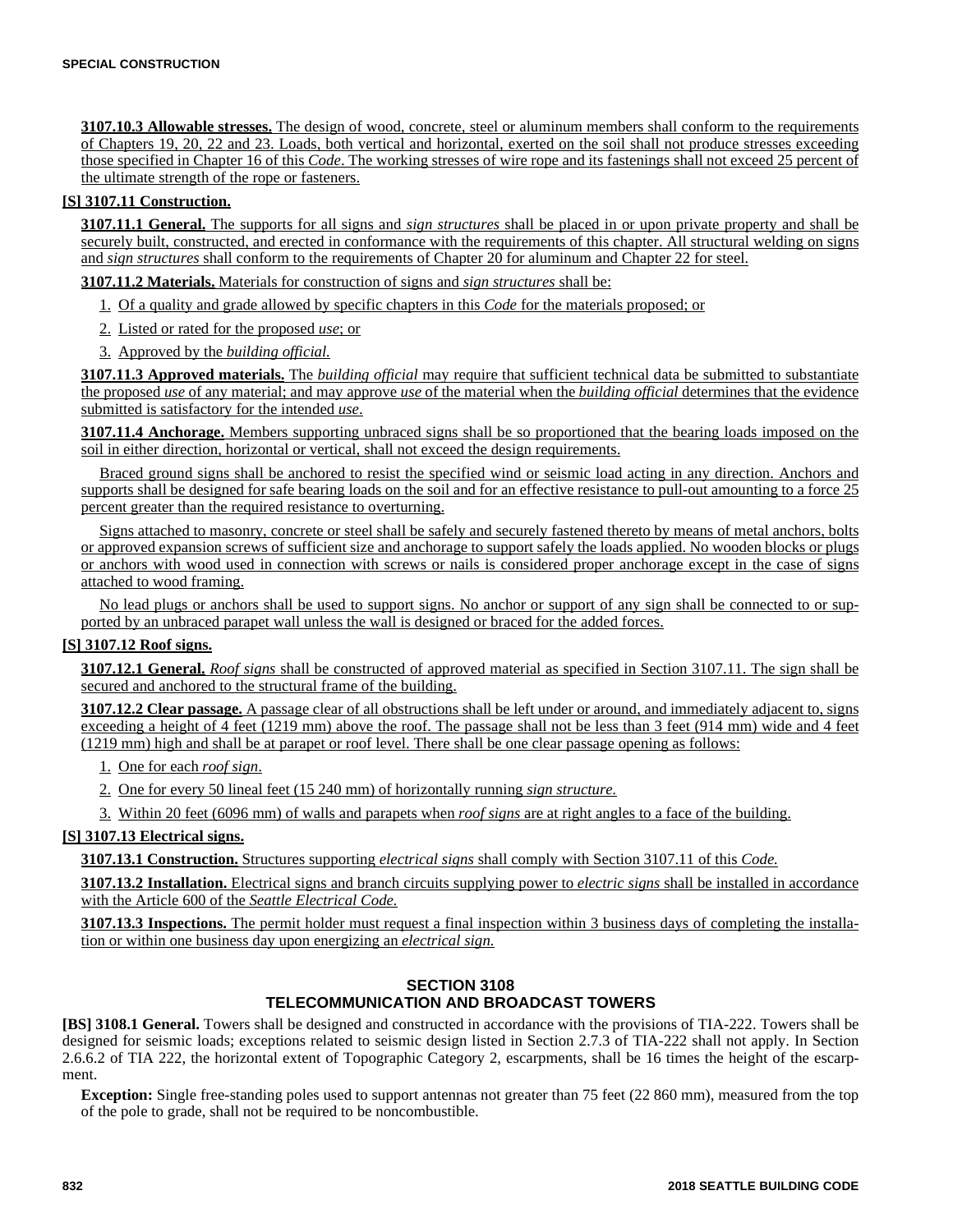**3107.10.3 Allowable stresses.** The design of wood, concrete, steel or aluminum members shall conform to the requirements of Chapters 19, 20, 22 and 23. Loads, both vertical and horizontal, exerted on the soil shall not produce stresses exceeding those specified in Chapter 16 of this *Code*. The working stresses of wire rope and its fastenings shall not exceed 25 percent of the ultimate strength of the rope or fasteners.

**[S] 3107.11 Construction.**

**3107.11.1 General.** The supports for all signs and *sign structures* shall be placed in or upon private property and shall be securely built, constructed, and erected in conformance with the requirements of this chapter. All structural welding on signs and *sign structures* shall conform to the requirements of Chapter 20 for aluminum and Chapter 22 for steel.

**3107.11.2 Materials.** Materials for construction of signs and *sign structures* shall be:

1. Of a quality and grade allowed by specific chapters in this *Code* for the materials proposed; or
2. Listed or rated for the proposed *use*; or
3. Approved by the *building official.*

**3107.11.3 Approved materials.** The *building official* may require that sufficient technical data be submitted to substantiate the proposed *use* of any material; and may approve *use* of the material when the *building official* determines that the evidence submitted is satisfactory for the intended *use*.

**3107.11.4 Anchorage.** Members supporting unbraced signs shall be so proportioned that the bearing loads imposed on the soil in either direction, horizontal or vertical, shall not exceed the design requirements.

Braced ground signs shall be anchored to resist the specified wind or seismic load acting in any direction. Anchors and supports shall be designed for safe bearing loads on the soil and for an effective resistance to pull-out amounting to a force 25 percent greater than the required resistance to overturning.

Signs attached to masonry, concrete or steel shall be safely and securely fastened thereto by means of metal anchors, bolts or approved expansion screws of sufficient size and anchorage to support safely the loads applied. No wooden blocks or plugs or anchors with wood used in connection with screws or nails is considered proper anchorage except in the case of signs attached to wood framing.

No lead plugs or anchors shall be used to support signs. No anchor or support of any sign shall be connected to or supported by an unbraced parapet wall unless the wall is designed or braced for the added forces.

**[S] 3107.12 Roof signs.**

**3107.12.1 General.** *Roof signs* shall be constructed of approved material as specified in Section 3107.11. The sign shall be secured and anchored to the structural frame of the building.

**3107.12.2 Clear passage.** A passage clear of all obstructions shall be left under or around, and immediately adjacent to, signs exceeding a height of 4 feet (1219 mm) above the roof. The passage shall not be less than 3 feet (914 mm) wide and 4 feet (1219 mm) high and shall be at parapet or roof level. There shall be one clear passage opening as follows:

1. One for each *roof sign*.
2. One for every 50 lineal feet (15 240 mm) of horizontally running *sign structure.*
3. Within 20 feet (6096 mm) of walls and parapets when *roof signs* are at right angles to a face of the building.

**[S] 3107.13 Electrical signs.**

**3107.13.1 Construction.** Structures supporting *electrical signs* shall comply with Section 3107.11 of this *Code.*

**3107.13.2 Installation.** Electrical signs and branch circuits supplying power to *electric signs* shall be installed in accordance with the Article 600 of the *Seattle Electrical Code.*

**3107.13.3 Inspections.** The permit holder must request a final inspection within 3 business days of completing the installation or within one business day upon energizing an *electrical sign.*

## SECTION 3108
## TELECOMMUNICATION AND BROADCAST TOWERS

**[BS] 3108.1 General.** Towers shall be designed and constructed in accordance with the provisions of TIA-222. Towers shall be designed for seismic loads; exceptions related to seismic design listed in Section 2.7.3 of TIA-222 shall not apply. In Section 2.6.6.2 of TIA 222, the horizontal extent of Topographic Category 2, escarpments, shall be 16 times the height of the escarpment.

**Exception:** Single free-standing poles used to support antennas not greater than 75 feet (22 860 mm), measured from the top of the pole to grade, shall not be required to be noncombustible.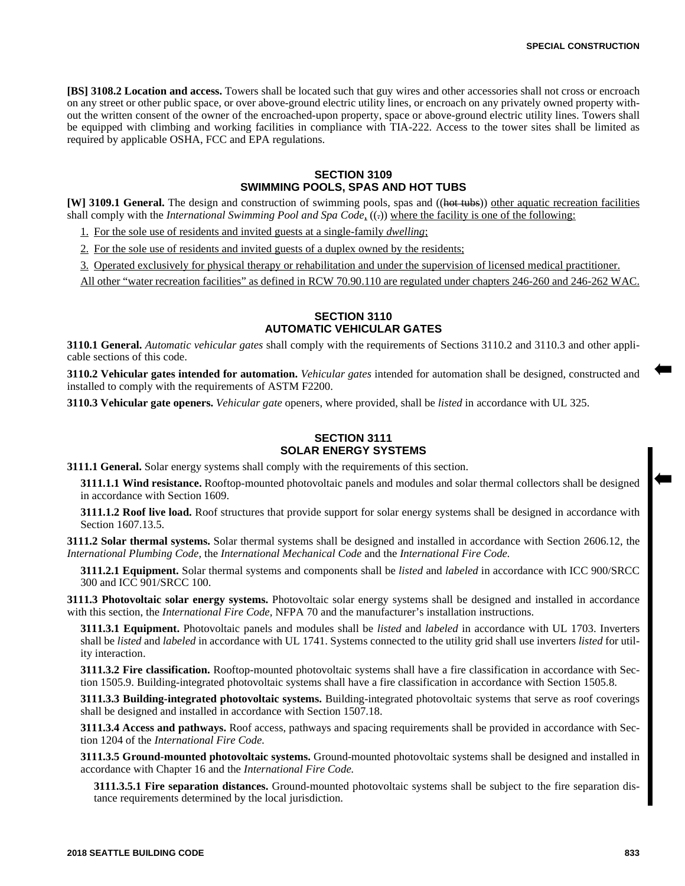**[BS] 3108.2 Location and access.** Towers shall be located such that guy wires and other accessories shall not cross or encroach on any street or other public space, or over above-ground electric utility lines, or encroach on any privately owned property without the written consent of the owner of the encroached-upon property, space or above-ground electric utility lines. Towers shall be equipped with climbing and working facilities in compliance with TIA-222. Access to the tower sites shall be limited as required by applicable OSHA, FCC and EPA regulations.

## SECTION 3109 SWIMMING POOLS, SPAS AND HOT TUBS

**[W] 3109.1 General.** The design and construction of swimming pools, spas and ((~~hot tubs~~)) other aquatic recreation facilities shall comply with the *International Swimming Pool and Spa Code*, ((~~.~~)) where the facility is one of the following:

1. For the sole use of residents and invited guests at a single-family *dwelling*;
2. For the sole use of residents and invited guests of a duplex owned by the residents;
3. Operated exclusively for physical therapy or rehabilitation and under the supervision of licensed medical practitioner.

All other "water recreation facilities" as defined in RCW 70.90.110 are regulated under chapters 246-260 and 246-262 WAC.

## SECTION 3110 AUTOMATIC VEHICULAR GATES

**3110.1 General.** *Automatic vehicular gates* shall comply with the requirements of Sections 3110.2 and 3110.3 and other applicable sections of this code.

**3110.2 Vehicular gates intended for automation.** *Vehicular gates* intended for automation shall be designed, constructed and installed to comply with the requirements of ASTM F2200.

**3110.3 Vehicular gate openers.** *Vehicular gate* openers, where provided, shall be *listed* in accordance with UL 325.

## SECTION 3111 SOLAR ENERGY SYSTEMS

**3111.1 General.** Solar energy systems shall comply with the requirements of this section.

**3111.1.1 Wind resistance.** Rooftop-mounted photovoltaic panels and modules and solar thermal collectors shall be designed in accordance with Section 1609.

**3111.1.2 Roof live load.** Roof structures that provide support for solar energy systems shall be designed in accordance with Section 1607.13.5.

**3111.2 Solar thermal systems.** Solar thermal systems shall be designed and installed in accordance with Section 2606.12, the *International Plumbing Code,* the *International Mechanical Code* and the *International Fire Code.*

**3111.2.1 Equipment.** Solar thermal systems and components shall be *listed* and *labeled* in accordance with ICC 900/SRCC 300 and ICC 901/SRCC 100.

**3111.3 Photovoltaic solar energy systems.** Photovoltaic solar energy systems shall be designed and installed in accordance with this section, the *International Fire Code,* NFPA 70 and the manufacturer's installation instructions.

**3111.3.1 Equipment.** Photovoltaic panels and modules shall be *listed* and *labeled* in accordance with UL 1703. Inverters shall be *listed* and *labeled* in accordance with UL 1741. Systems connected to the utility grid shall use inverters *listed* for utility interaction.

**3111.3.2 Fire classification.** Rooftop-mounted photovoltaic systems shall have a fire classification in accordance with Section 1505.9. Building-integrated photovoltaic systems shall have a fire classification in accordance with Section 1505.8.

**3111.3.3 Building-integrated photovoltaic systems.** Building-integrated photovoltaic systems that serve as roof coverings shall be designed and installed in accordance with Section 1507.18.

**3111.3.4 Access and pathways.** Roof access, pathways and spacing requirements shall be provided in accordance with Section 1204 of the *International Fire Code.*

**3111.3.5 Ground-mounted photovoltaic systems.** Ground-mounted photovoltaic systems shall be designed and installed in accordance with Chapter 16 and the *International Fire Code.*

**3111.3.5.1 Fire separation distances.** Ground-mounted photovoltaic systems shall be subject to the fire separation distance requirements determined by the local jurisdiction.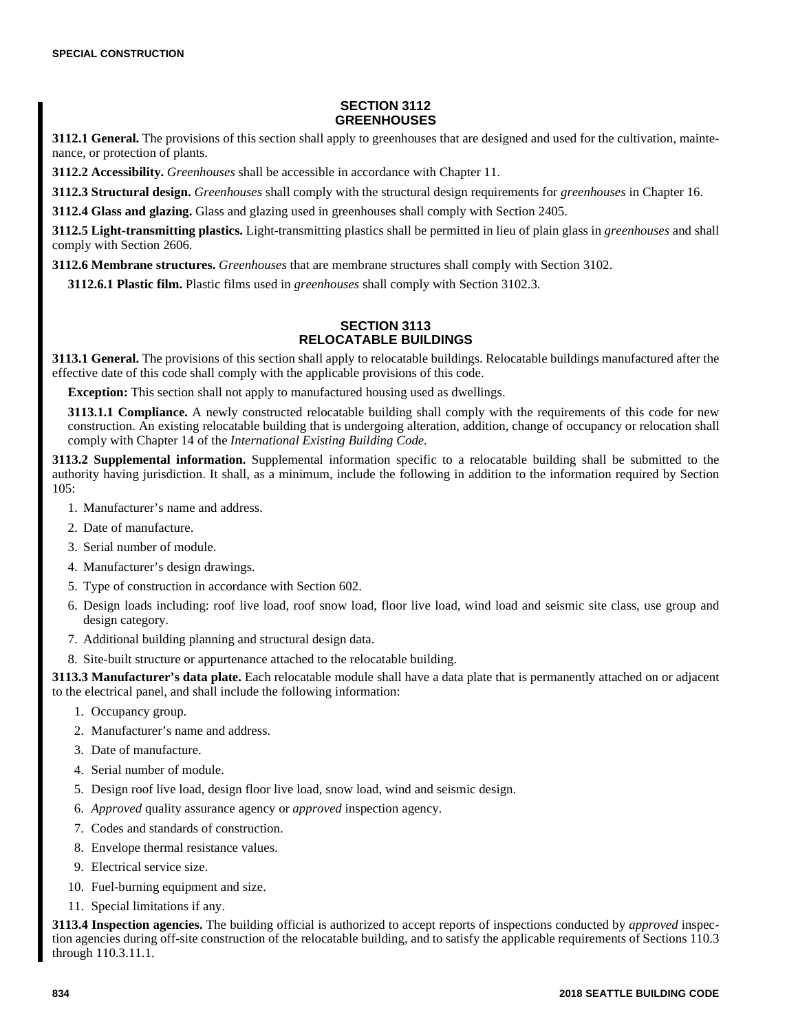## SECTION 3112 GREENHOUSES

**3112.1 General.** The provisions of this section shall apply to greenhouses that are designed and used for the cultivation, maintenance, or protection of plants.

**3112.2 Accessibility.** *Greenhouses* shall be accessible in accordance with Chapter 11.

**3112.3 Structural design.** *Greenhouses* shall comply with the structural design requirements for *greenhouses* in Chapter 16.

**3112.4 Glass and glazing.** Glass and glazing used in greenhouses shall comply with Section 2405.

**3112.5 Light-transmitting plastics.** Light-transmitting plastics shall be permitted in lieu of plain glass in *greenhouses* and shall comply with Section 2606.

**3112.6 Membrane structures.** *Greenhouses* that are membrane structures shall comply with Section 3102.

**3112.6.1 Plastic film.** Plastic films used in *greenhouses* shall comply with Section 3102.3.

## SECTION 3113 RELOCATABLE BUILDINGS

**3113.1 General.** The provisions of this section shall apply to relocatable buildings. Relocatable buildings manufactured after the effective date of this code shall comply with the applicable provisions of this code.

**Exception:** This section shall not apply to manufactured housing used as dwellings.

**3113.1.1 Compliance.** A newly constructed relocatable building shall comply with the requirements of this code for new construction. An existing relocatable building that is undergoing alteration, addition, change of occupancy or relocation shall comply with Chapter 14 of the *International Existing Building Code*.

**3113.2 Supplemental information.** Supplemental information specific to a relocatable building shall be submitted to the authority having jurisdiction. It shall, as a minimum, include the following in addition to the information required by Section 105:

1. Manufacturer's name and address.
2. Date of manufacture.
3. Serial number of module.
4. Manufacturer's design drawings.
5. Type of construction in accordance with Section 602.
6. Design loads including: roof live load, roof snow load, floor live load, wind load and seismic site class, use group and design category.
7. Additional building planning and structural design data.
8. Site-built structure or appurtenance attached to the relocatable building.

**3113.3 Manufacturer's data plate.** Each relocatable module shall have a data plate that is permanently attached on or adjacent to the electrical panel, and shall include the following information:

1. Occupancy group.
2. Manufacturer's name and address.
3. Date of manufacture.
4. Serial number of module.
5. Design roof live load, design floor live load, snow load, wind and seismic design.
6. *Approved* quality assurance agency or *approved* inspection agency.
7. Codes and standards of construction.
8. Envelope thermal resistance values.
9. Electrical service size.
10. Fuel-burning equipment and size.
11. Special limitations if any.

**3113.4 Inspection agencies.** The building official is authorized to accept reports of inspections conducted by *approved* inspection agencies during off-site construction of the relocatable building, and to satisfy the applicable requirements of Sections 110.3 through 110.3.11.1.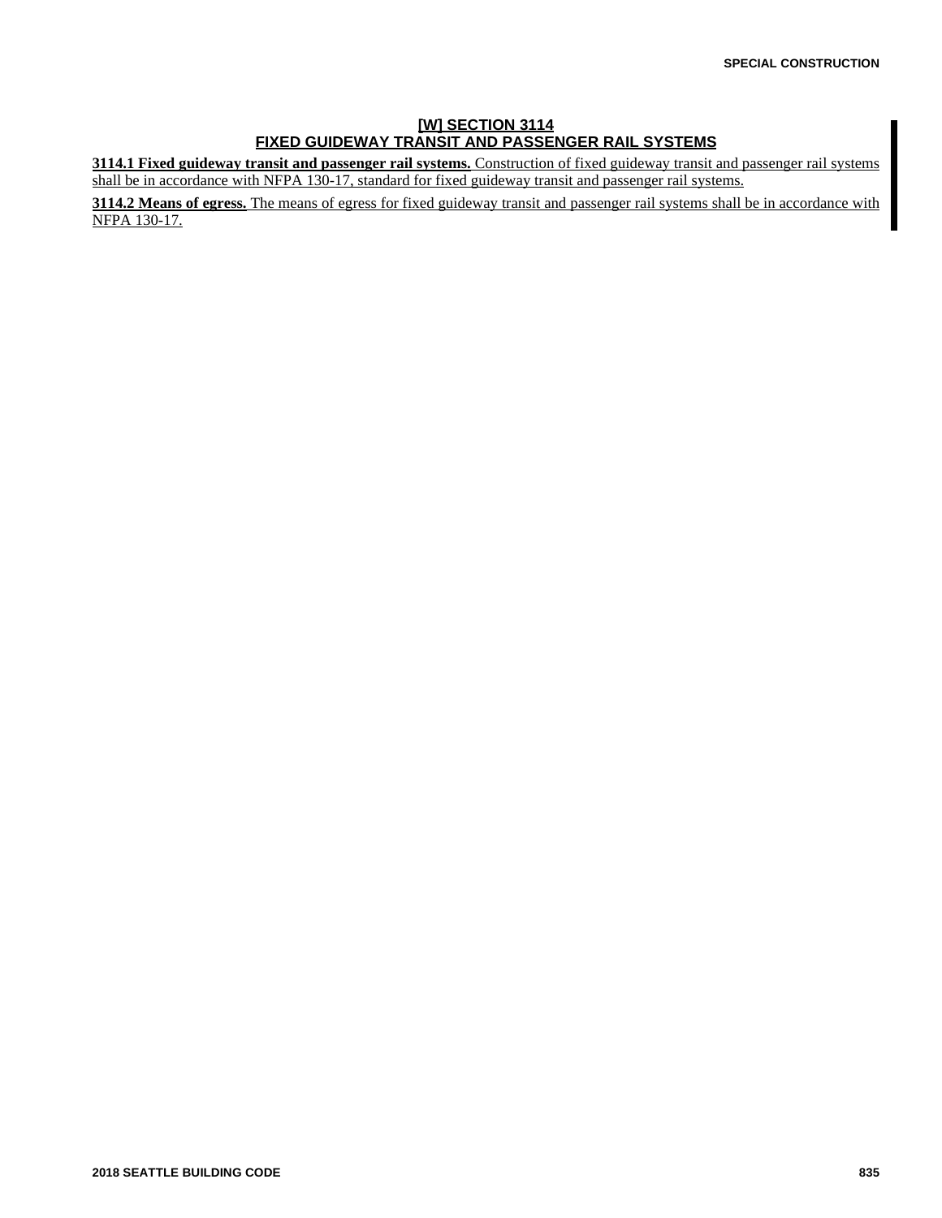## [W] SECTION 3114
## FIXED GUIDEWAY TRANSIT AND PASSENGER RAIL SYSTEMS

**3114.1 Fixed guideway transit and passenger rail systems.** Construction of fixed guideway transit and passenger rail systems shall be in accordance with NFPA 130-17, standard for fixed guideway transit and passenger rail systems.

**3114.2 Means of egress.** The means of egress for fixed guideway transit and passenger rail systems shall be in accordance with NFPA 130-17.